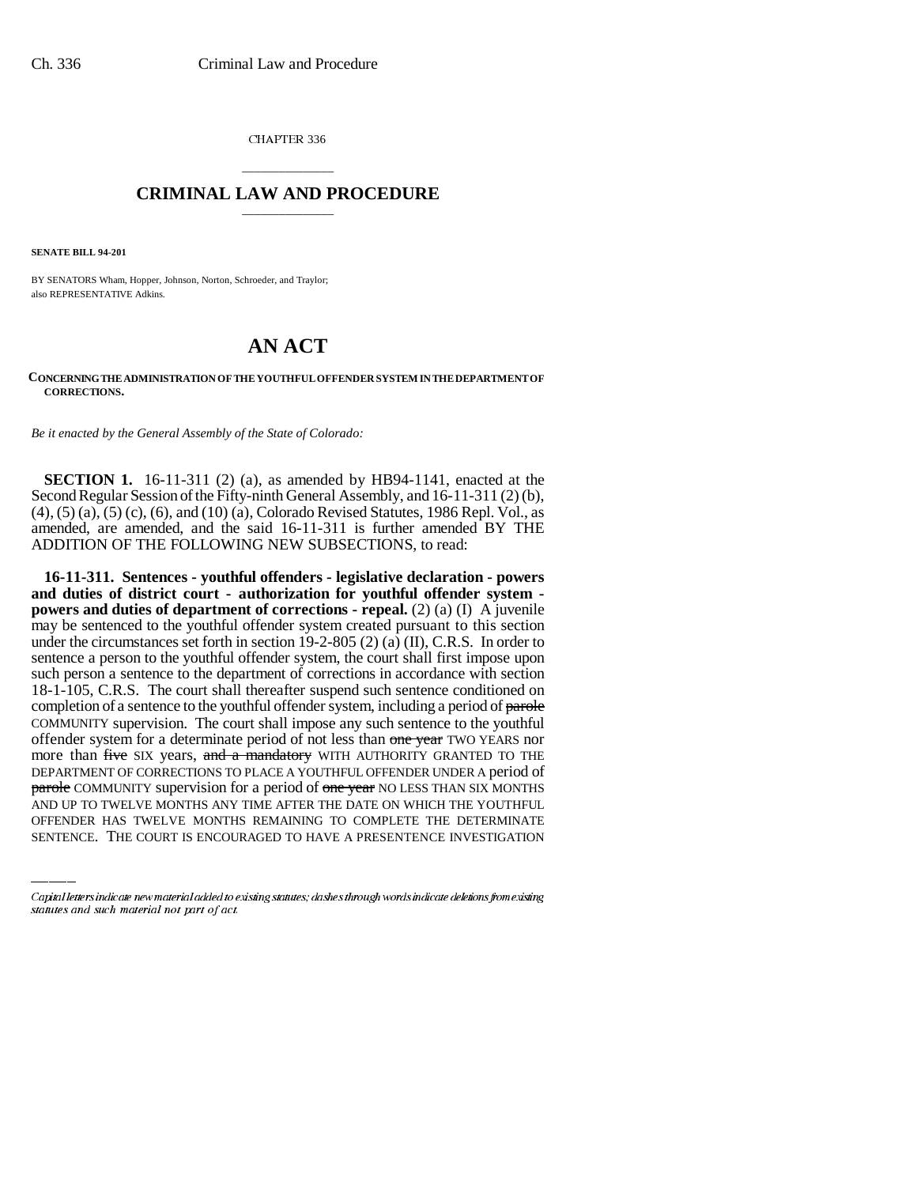CHAPTER 336

## CRIMINAL LAW AND PROCEDURE

**SENATE BILL 94-201**

BY SENATORS Wham, Hopper, Johnson, Norton, Schroeder, and Traylor;
also REPRESENTATIVE Adkins.

# AN ACT

**CONCERNING THE ADMINISTRATION OF THE YOUTHFUL OFFENDER SYSTEM IN THE DEPARTMENT OF CORRECTIONS.**

*Be it enacted by the General Assembly of the State of Colorado:*

**SECTION 1.** 16-11-311 (2) (a), as amended by HB94-1141, enacted at the Second Regular Session of the Fifty-ninth General Assembly, and 16-11-311 (2) (b), (4), (5) (a), (5) (c), (6), and (10) (a), Colorado Revised Statutes, 1986 Repl. Vol., as amended, are amended, and the said 16-11-311 is further amended BY THE ADDITION OF THE FOLLOWING NEW SUBSECTIONS, to read:

**16-11-311. Sentences - youthful offenders - legislative declaration - powers and duties of district court - authorization for youthful offender system - powers and duties of department of corrections - repeal.** (2) (a) (I) A juvenile may be sentenced to the youthful offender system created pursuant to this section under the circumstances set forth in section 19-2-805 (2) (a) (II), C.R.S. In order to sentence a person to the youthful offender system, the court shall first impose upon such person a sentence to the department of corrections in accordance with section 18-1-105, C.R.S. The court shall thereafter suspend such sentence conditioned on completion of a sentence to the youthful offender system, including a period of ~~parole~~ COMMUNITY supervision. The court shall impose any such sentence to the youthful offender system for a determinate period of not less than ~~one year~~ TWO YEARS nor more than ~~five~~ SIX years, ~~and a mandatory~~ WITH AUTHORITY GRANTED TO THE DEPARTMENT OF CORRECTIONS TO PLACE A YOUTHFUL OFFENDER UNDER A period of ~~parole~~ COMMUNITY supervision for a period of ~~one year~~ NO LESS THAN SIX MONTHS AND UP TO TWELVE MONTHS ANY TIME AFTER THE DATE ON WHICH THE YOUTHFUL OFFENDER HAS TWELVE MONTHS REMAINING TO COMPLETE THE DETERMINATE SENTENCE. THE COURT IS ENCOURAGED TO HAVE A PRESENTENCE INVESTIGATION

Capital letters indicate new material added to existing statutes; dashes through words indicate deletions from existing statutes and such material not part of act.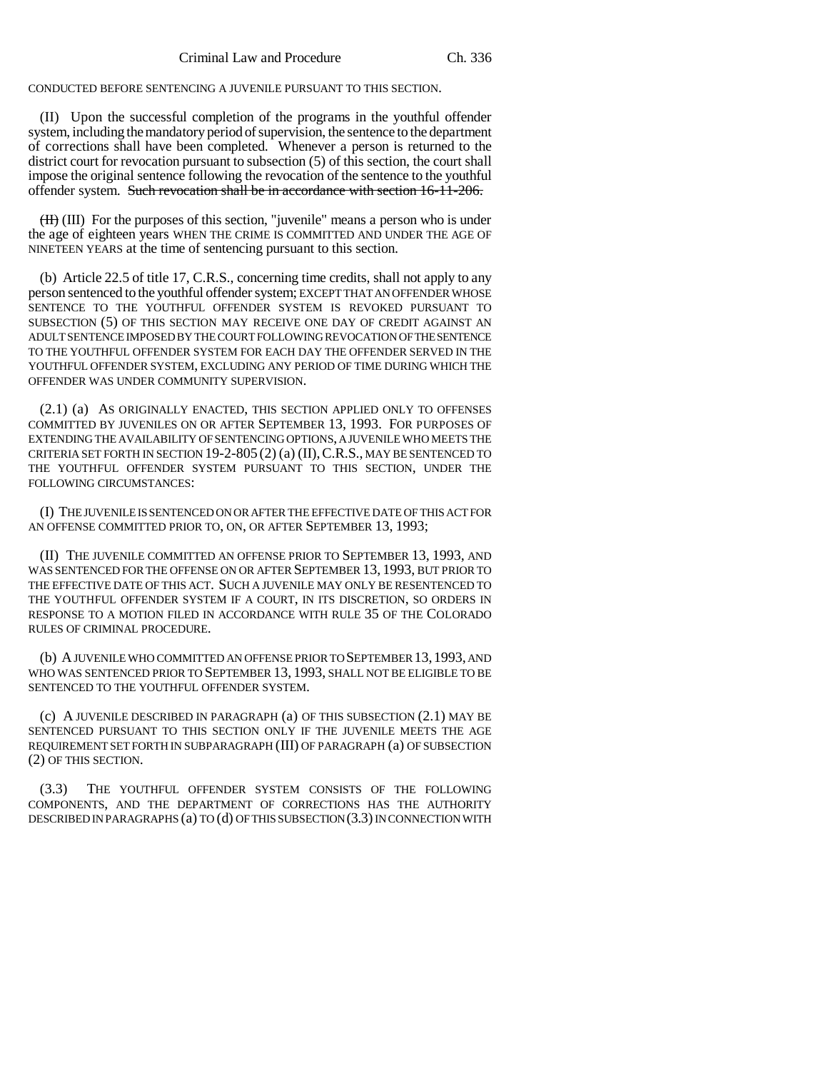CONDUCTED BEFORE SENTENCING A JUVENILE PURSUANT TO THIS SECTION.

(II) Upon the successful completion of the programs in the youthful offender system, including the mandatory period of supervision, the sentence to the department of corrections shall have been completed. Whenever a person is returned to the district court for revocation pursuant to subsection (5) of this section, the court shall impose the original sentence following the revocation of the sentence to the youthful offender system. ~~Such revocation shall be in accordance with section 16-11-206.~~

~~(II)~~ (III) For the purposes of this section, "juvenile" means a person who is under the age of eighteen years WHEN THE CRIME IS COMMITTED AND UNDER THE AGE OF NINETEEN YEARS at the time of sentencing pursuant to this section.

(b) Article 22.5 of title 17, C.R.S., concerning time credits, shall not apply to any person sentenced to the youthful offender system; EXCEPT THAT AN OFFENDER WHOSE SENTENCE TO THE YOUTHFUL OFFENDER SYSTEM IS REVOKED PURSUANT TO SUBSECTION (5) OF THIS SECTION MAY RECEIVE ONE DAY OF CREDIT AGAINST AN ADULT SENTENCE IMPOSED BY THE COURT FOLLOWING REVOCATION OF THE SENTENCE TO THE YOUTHFUL OFFENDER SYSTEM FOR EACH DAY THE OFFENDER SERVED IN THE YOUTHFUL OFFENDER SYSTEM, EXCLUDING ANY PERIOD OF TIME DURING WHICH THE OFFENDER WAS UNDER COMMUNITY SUPERVISION.

(2.1) (a) AS ORIGINALLY ENACTED, THIS SECTION APPLIED ONLY TO OFFENSES COMMITTED BY JUVENILES ON OR AFTER SEPTEMBER 13, 1993. FOR PURPOSES OF EXTENDING THE AVAILABILITY OF SENTENCING OPTIONS, A JUVENILE WHO MEETS THE CRITERIA SET FORTH IN SECTION 19-2-805 (2) (a) (II), C.R.S., MAY BE SENTENCED TO THE YOUTHFUL OFFENDER SYSTEM PURSUANT TO THIS SECTION, UNDER THE FOLLOWING CIRCUMSTANCES:

(I) THE JUVENILE IS SENTENCED ON OR AFTER THE EFFECTIVE DATE OF THIS ACT FOR AN OFFENSE COMMITTED PRIOR TO, ON, OR AFTER SEPTEMBER 13, 1993;

(II) THE JUVENILE COMMITTED AN OFFENSE PRIOR TO SEPTEMBER 13, 1993, AND WAS SENTENCED FOR THE OFFENSE ON OR AFTER SEPTEMBER 13, 1993, BUT PRIOR TO THE EFFECTIVE DATE OF THIS ACT. SUCH A JUVENILE MAY ONLY BE RESENTENCED TO THE YOUTHFUL OFFENDER SYSTEM IF A COURT, IN ITS DISCRETION, SO ORDERS IN RESPONSE TO A MOTION FILED IN ACCORDANCE WITH RULE 35 OF THE COLORADO RULES OF CRIMINAL PROCEDURE.

(b) A JUVENILE WHO COMMITTED AN OFFENSE PRIOR TO SEPTEMBER 13, 1993, AND WHO WAS SENTENCED PRIOR TO SEPTEMBER 13, 1993, SHALL NOT BE ELIGIBLE TO BE SENTENCED TO THE YOUTHFUL OFFENDER SYSTEM.

(c) A JUVENILE DESCRIBED IN PARAGRAPH (a) OF THIS SUBSECTION (2.1) MAY BE SENTENCED PURSUANT TO THIS SECTION ONLY IF THE JUVENILE MEETS THE AGE REQUIREMENT SET FORTH IN SUBPARAGRAPH (III) OF PARAGRAPH (a) OF SUBSECTION (2) OF THIS SECTION.

(3.3) THE YOUTHFUL OFFENDER SYSTEM CONSISTS OF THE FOLLOWING COMPONENTS, AND THE DEPARTMENT OF CORRECTIONS HAS THE AUTHORITY DESCRIBED IN PARAGRAPHS (a) TO (d) OF THIS SUBSECTION (3.3) IN CONNECTION WITH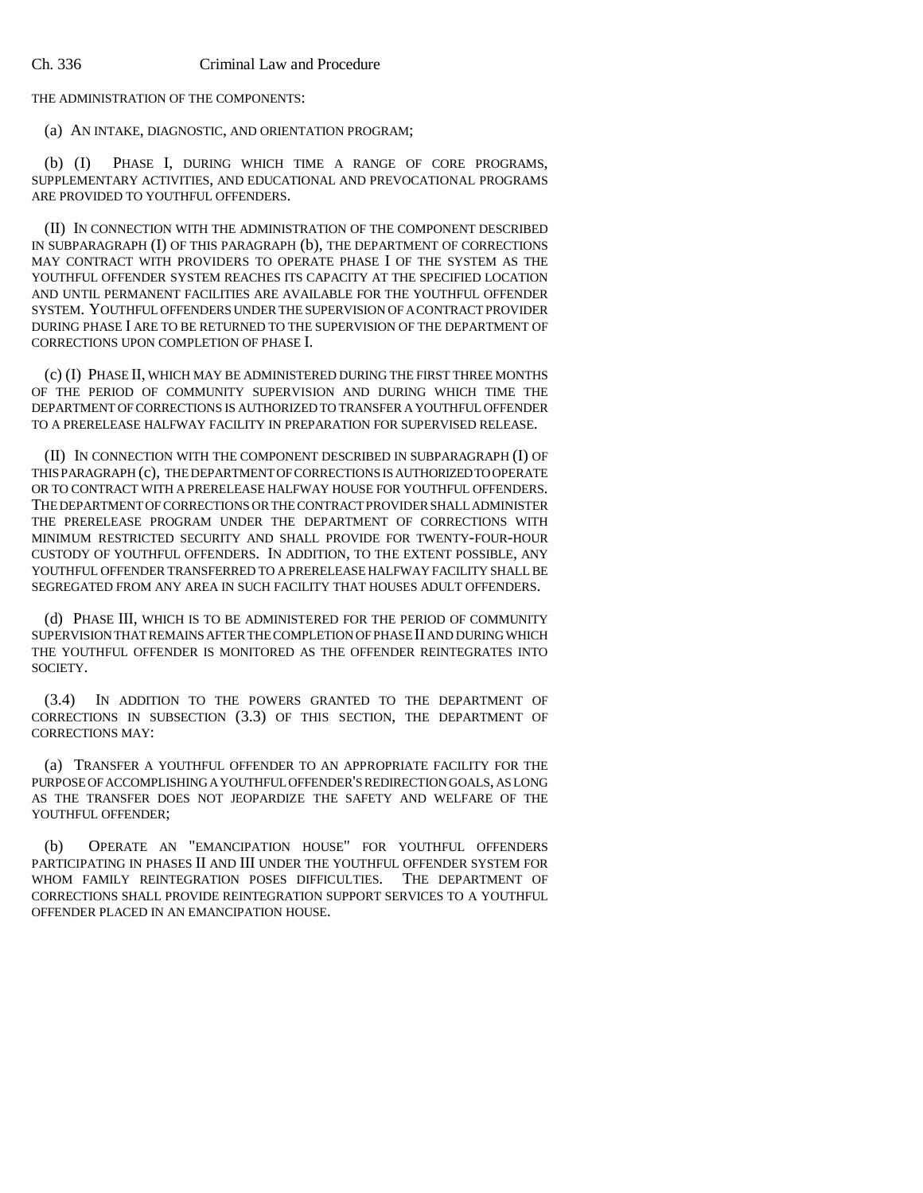THE ADMINISTRATION OF THE COMPONENTS:

(a) AN INTAKE, DIAGNOSTIC, AND ORIENTATION PROGRAM;

(b) (I) PHASE I, DURING WHICH TIME A RANGE OF CORE PROGRAMS, SUPPLEMENTARY ACTIVITIES, AND EDUCATIONAL AND PREVOCATIONAL PROGRAMS ARE PROVIDED TO YOUTHFUL OFFENDERS.

(II) IN CONNECTION WITH THE ADMINISTRATION OF THE COMPONENT DESCRIBED IN SUBPARAGRAPH (I) OF THIS PARAGRAPH (b), THE DEPARTMENT OF CORRECTIONS MAY CONTRACT WITH PROVIDERS TO OPERATE PHASE I OF THE SYSTEM AS THE YOUTHFUL OFFENDER SYSTEM REACHES ITS CAPACITY AT THE SPECIFIED LOCATION AND UNTIL PERMANENT FACILITIES ARE AVAILABLE FOR THE YOUTHFUL OFFENDER SYSTEM. YOUTHFUL OFFENDERS UNDER THE SUPERVISION OF A CONTRACT PROVIDER DURING PHASE I ARE TO BE RETURNED TO THE SUPERVISION OF THE DEPARTMENT OF CORRECTIONS UPON COMPLETION OF PHASE I.

(c) (I) PHASE II, WHICH MAY BE ADMINISTERED DURING THE FIRST THREE MONTHS OF THE PERIOD OF COMMUNITY SUPERVISION AND DURING WHICH TIME THE DEPARTMENT OF CORRECTIONS IS AUTHORIZED TO TRANSFER A YOUTHFUL OFFENDER TO A PRERELEASE HALFWAY FACILITY IN PREPARATION FOR SUPERVISED RELEASE.

(II) IN CONNECTION WITH THE COMPONENT DESCRIBED IN SUBPARAGRAPH (I) OF THIS PARAGRAPH (c), THE DEPARTMENT OF CORRECTIONS IS AUTHORIZED TO OPERATE OR TO CONTRACT WITH A PRERELEASE HALFWAY HOUSE FOR YOUTHFUL OFFENDERS. THE DEPARTMENT OF CORRECTIONS OR THE CONTRACT PROVIDER SHALL ADMINISTER THE PRERELEASE PROGRAM UNDER THE DEPARTMENT OF CORRECTIONS WITH MINIMUM RESTRICTED SECURITY AND SHALL PROVIDE FOR TWENTY-FOUR-HOUR CUSTODY OF YOUTHFUL OFFENDERS. IN ADDITION, TO THE EXTENT POSSIBLE, ANY YOUTHFUL OFFENDER TRANSFERRED TO A PRERELEASE HALFWAY FACILITY SHALL BE SEGREGATED FROM ANY AREA IN SUCH FACILITY THAT HOUSES ADULT OFFENDERS.

(d) PHASE III, WHICH IS TO BE ADMINISTERED FOR THE PERIOD OF COMMUNITY SUPERVISION THAT REMAINS AFTER THE COMPLETION OF PHASE II AND DURING WHICH THE YOUTHFUL OFFENDER IS MONITORED AS THE OFFENDER REINTEGRATES INTO SOCIETY.

(3.4) IN ADDITION TO THE POWERS GRANTED TO THE DEPARTMENT OF CORRECTIONS IN SUBSECTION (3.3) OF THIS SECTION, THE DEPARTMENT OF CORRECTIONS MAY:

(a) TRANSFER A YOUTHFUL OFFENDER TO AN APPROPRIATE FACILITY FOR THE PURPOSE OF ACCOMPLISHING A YOUTHFUL OFFENDER'S REDIRECTION GOALS, AS LONG AS THE TRANSFER DOES NOT JEOPARDIZE THE SAFETY AND WELFARE OF THE YOUTHFUL OFFENDER;

(b) OPERATE AN "EMANCIPATION HOUSE" FOR YOUTHFUL OFFENDERS PARTICIPATING IN PHASES II AND III UNDER THE YOUTHFUL OFFENDER SYSTEM FOR WHOM FAMILY REINTEGRATION POSES DIFFICULTIES. THE DEPARTMENT OF CORRECTIONS SHALL PROVIDE REINTEGRATION SUPPORT SERVICES TO A YOUTHFUL OFFENDER PLACED IN AN EMANCIPATION HOUSE.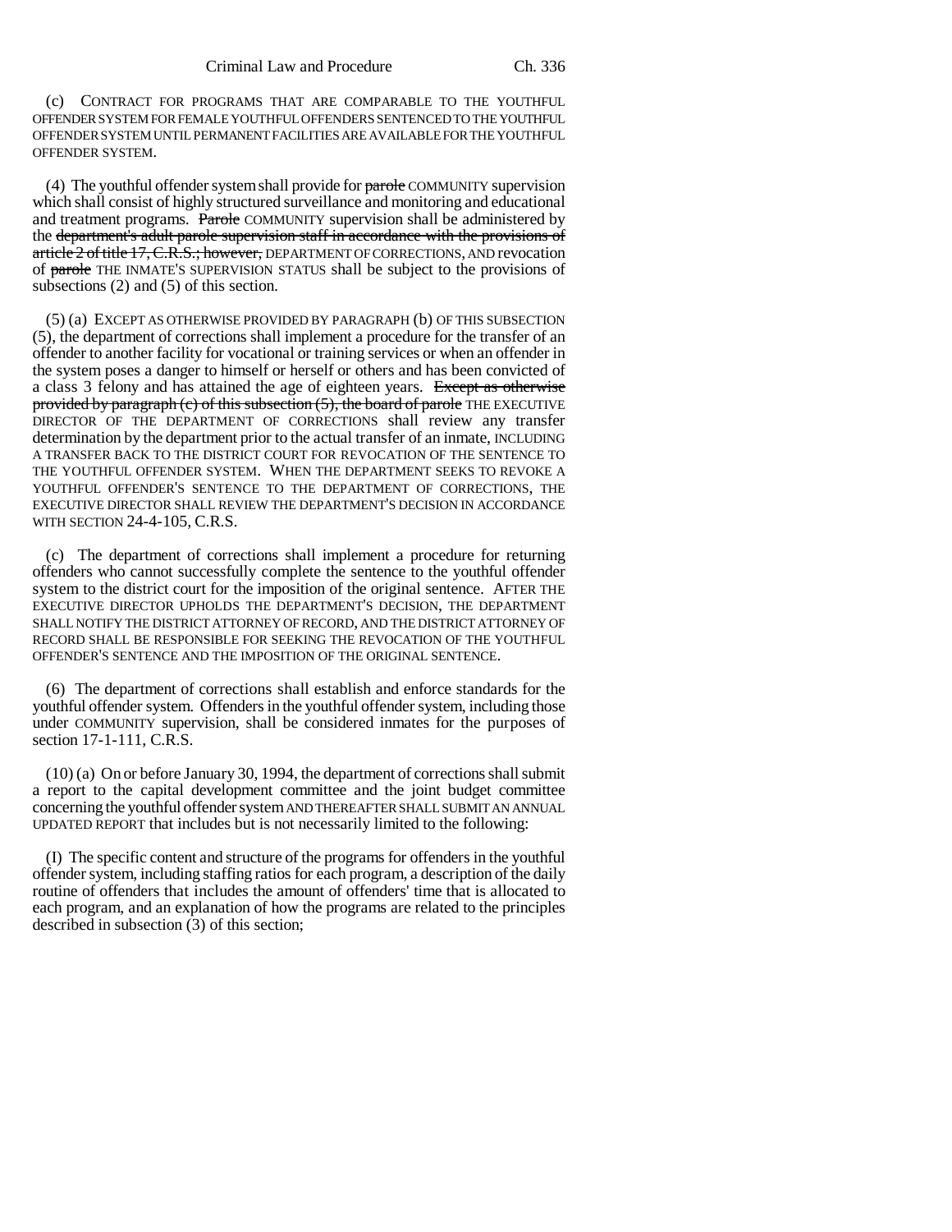(c) CONTRACT FOR PROGRAMS THAT ARE COMPARABLE TO THE YOUTHFUL OFFENDER SYSTEM FOR FEMALE YOUTHFUL OFFENDERS SENTENCED TO THE YOUTHFUL OFFENDER SYSTEM UNTIL PERMANENT FACILITIES ARE AVAILABLE FOR THE YOUTHFUL OFFENDER SYSTEM.

(4) The youthful offender system shall provide for ~~parole~~ COMMUNITY supervision which shall consist of highly structured surveillance and monitoring and educational and treatment programs. ~~Parole~~ COMMUNITY supervision shall be administered by the ~~department's adult parole supervision staff in accordance with the provisions of article 2 of title 17, C.R.S.; however,~~ DEPARTMENT OF CORRECTIONS, AND revocation of ~~parole~~ THE INMATE'S SUPERVISION STATUS shall be subject to the provisions of subsections (2) and (5) of this section.

(5) (a) EXCEPT AS OTHERWISE PROVIDED BY PARAGRAPH (b) OF THIS SUBSECTION (5), the department of corrections shall implement a procedure for the transfer of an offender to another facility for vocational or training services or when an offender in the system poses a danger to himself or herself or others and has been convicted of a class 3 felony and has attained the age of eighteen years. ~~Except as otherwise provided by paragraph (c) of this subsection (5), the board of parole~~ THE EXECUTIVE DIRECTOR OF THE DEPARTMENT OF CORRECTIONS shall review any transfer determination by the department prior to the actual transfer of an inmate, INCLUDING A TRANSFER BACK TO THE DISTRICT COURT FOR REVOCATION OF THE SENTENCE TO THE YOUTHFUL OFFENDER SYSTEM. WHEN THE DEPARTMENT SEEKS TO REVOKE A YOUTHFUL OFFENDER'S SENTENCE TO THE DEPARTMENT OF CORRECTIONS, THE EXECUTIVE DIRECTOR SHALL REVIEW THE DEPARTMENT'S DECISION IN ACCORDANCE WITH SECTION 24-4-105, C.R.S.

(c) The department of corrections shall implement a procedure for returning offenders who cannot successfully complete the sentence to the youthful offender system to the district court for the imposition of the original sentence. AFTER THE EXECUTIVE DIRECTOR UPHOLDS THE DEPARTMENT'S DECISION, THE DEPARTMENT SHALL NOTIFY THE DISTRICT ATTORNEY OF RECORD, AND THE DISTRICT ATTORNEY OF RECORD SHALL BE RESPONSIBLE FOR SEEKING THE REVOCATION OF THE YOUTHFUL OFFENDER'S SENTENCE AND THE IMPOSITION OF THE ORIGINAL SENTENCE.

(6) The department of corrections shall establish and enforce standards for the youthful offender system. Offenders in the youthful offender system, including those under COMMUNITY supervision, shall be considered inmates for the purposes of section 17-1-111, C.R.S.

(10) (a) On or before January 30, 1994, the department of corrections shall submit a report to the capital development committee and the joint budget committee concerning the youthful offender system AND THEREAFTER SHALL SUBMIT AN ANNUAL UPDATED REPORT that includes but is not necessarily limited to the following:

(I) The specific content and structure of the programs for offenders in the youthful offender system, including staffing ratios for each program, a description of the daily routine of offenders that includes the amount of offenders' time that is allocated to each program, and an explanation of how the programs are related to the principles described in subsection (3) of this section;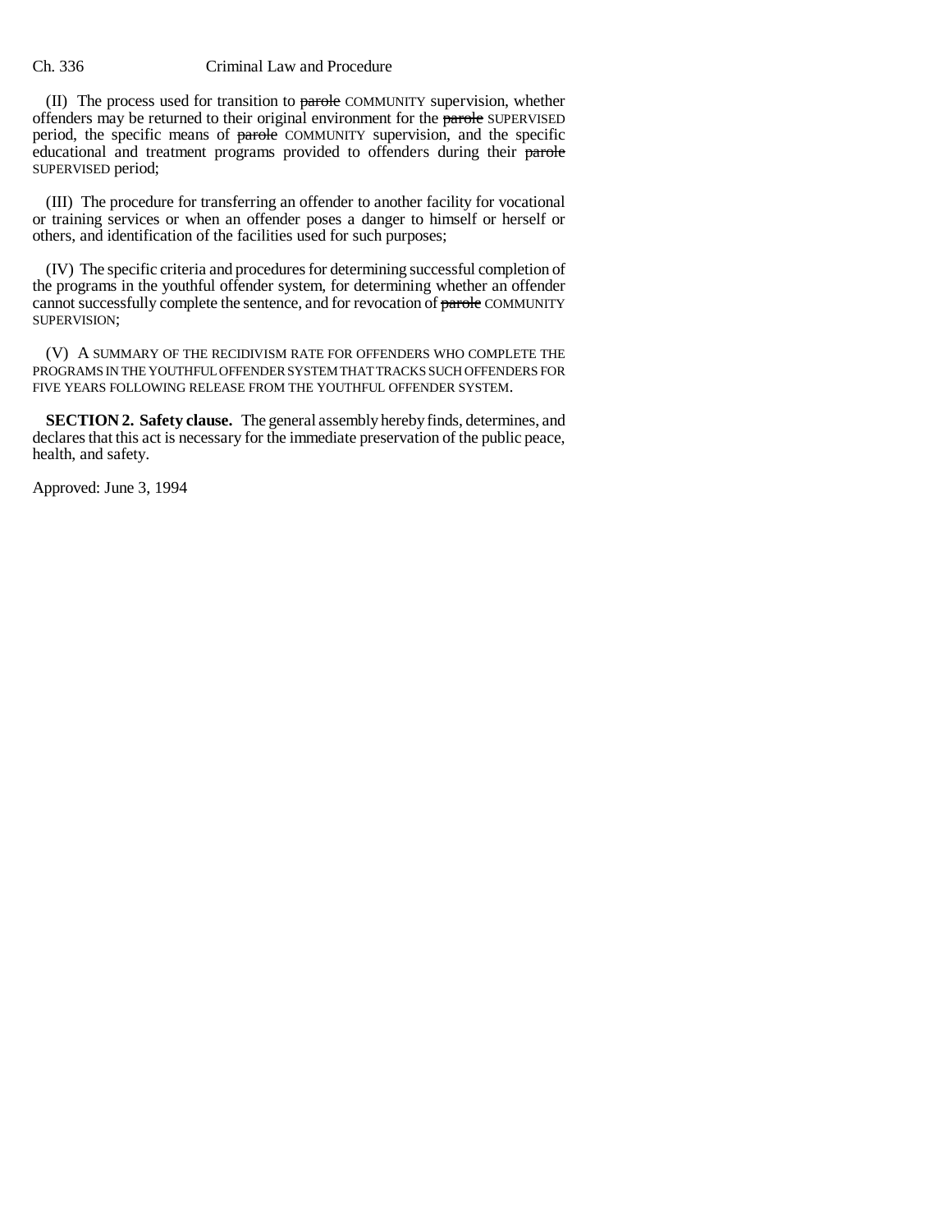(II) The process used for transition to ~~parole~~ COMMUNITY supervision, whether offenders may be returned to their original environment for the ~~parole~~ SUPERVISED period, the specific means of ~~parole~~ COMMUNITY supervision, and the specific educational and treatment programs provided to offenders during their ~~parole~~ SUPERVISED period;

(III) The procedure for transferring an offender to another facility for vocational or training services or when an offender poses a danger to himself or herself or others, and identification of the facilities used for such purposes;

(IV) The specific criteria and procedures for determining successful completion of the programs in the youthful offender system, for determining whether an offender cannot successfully complete the sentence, and for revocation of ~~parole~~ COMMUNITY SUPERVISION;

(V) A SUMMARY OF THE RECIDIVISM RATE FOR OFFENDERS WHO COMPLETE THE PROGRAMS IN THE YOUTHFUL OFFENDER SYSTEM THAT TRACKS SUCH OFFENDERS FOR FIVE YEARS FOLLOWING RELEASE FROM THE YOUTHFUL OFFENDER SYSTEM.

**SECTION 2. Safety clause.** The general assembly hereby finds, determines, and declares that this act is necessary for the immediate preservation of the public peace, health, and safety.

Approved: June 3, 1994